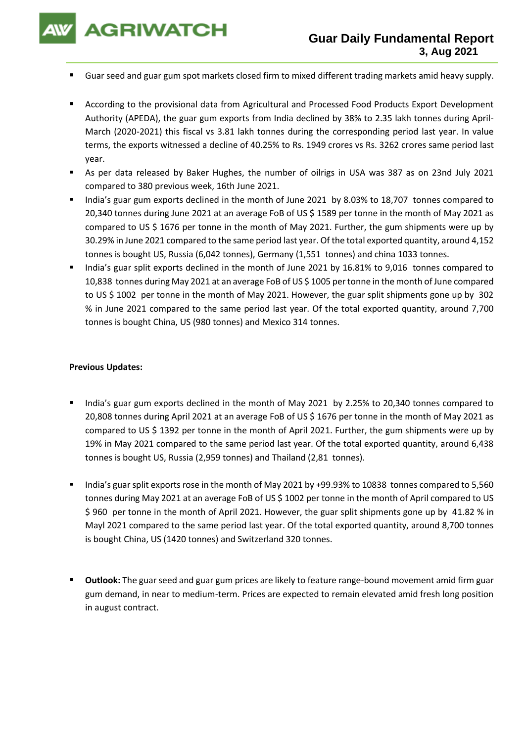# Guar Daily Fundamental Report
### 3, Aug 2021

- Guar seed and guar gum spot markets closed firm to mixed different trading markets amid heavy supply.

- According to the provisional data from Agricultural and Processed Food Products Export Development Authority (APEDA), the guar gum exports from India declined by 38% to 2.35 lakh tonnes during April-March (2020-2021) this fiscal vs 3.81 lakh tonnes during the corresponding period last year. In value terms, the exports witnessed a decline of 40.25% to Rs. 1949 crores vs Rs. 3262 crores same period last year.
- As per data released by Baker Hughes, the number of oilrigs in USA was 387 as on 23nd July 2021 compared to 380 previous week, 16th June 2021.
- India's guar gum exports declined in the month of June 2021 by 8.03% to 18,707 tonnes compared to 20,340 tonnes during June 2021 at an average FoB of US $ 1589 per tonne in the month of May 2021 as compared to US $ 1676 per tonne in the month of May 2021. Further, the gum shipments were up by 30.29% in June 2021 compared to the same period last year. Of the total exported quantity, around 4,152 tonnes is bought US, Russia (6,042 tonnes), Germany (1,551 tonnes) and china 1033 tonnes.
- India's guar split exports declined in the month of June 2021 by 16.81% to 9,016 tonnes compared to 10,838 tonnes during May 2021 at an average FoB of US $ 1005 per tonne in the month of June compared to US $ 1002 per tonne in the month of May 2021. However, the guar split shipments gone up by 302 % in June 2021 compared to the same period last year. Of the total exported quantity, around 7,700 tonnes is bought China, US (980 tonnes) and Mexico 314 tonnes.

**Previous Updates:**

- India's guar gum exports declined in the month of May 2021 by 2.25% to 20,340 tonnes compared to 20,808 tonnes during April 2021 at an average FoB of US $ 1676 per tonne in the month of May 2021 as compared to US $ 1392 per tonne in the month of April 2021. Further, the gum shipments were up by 19% in May 2021 compared to the same period last year. Of the total exported quantity, around 6,438 tonnes is bought US, Russia (2,959 tonnes) and Thailand (2,81 tonnes).

- India's guar split exports rose in the month of May 2021 by +99.93% to 10838 tonnes compared to 5,560 tonnes during May 2021 at an average FoB of US $ 1002 per tonne in the month of April compared to US $ 960 per tonne in the month of April 2021. However, the guar split shipments gone up by 41.82 % in Mayl 2021 compared to the same period last year. Of the total exported quantity, around 8,700 tonnes is bought China, US (1420 tonnes) and Switzerland 320 tonnes.

- **Outlook:** The guar seed and guar gum prices are likely to feature range-bound movement amid firm guar gum demand, in near to medium-term. Prices are expected to remain elevated amid fresh long position in august contract.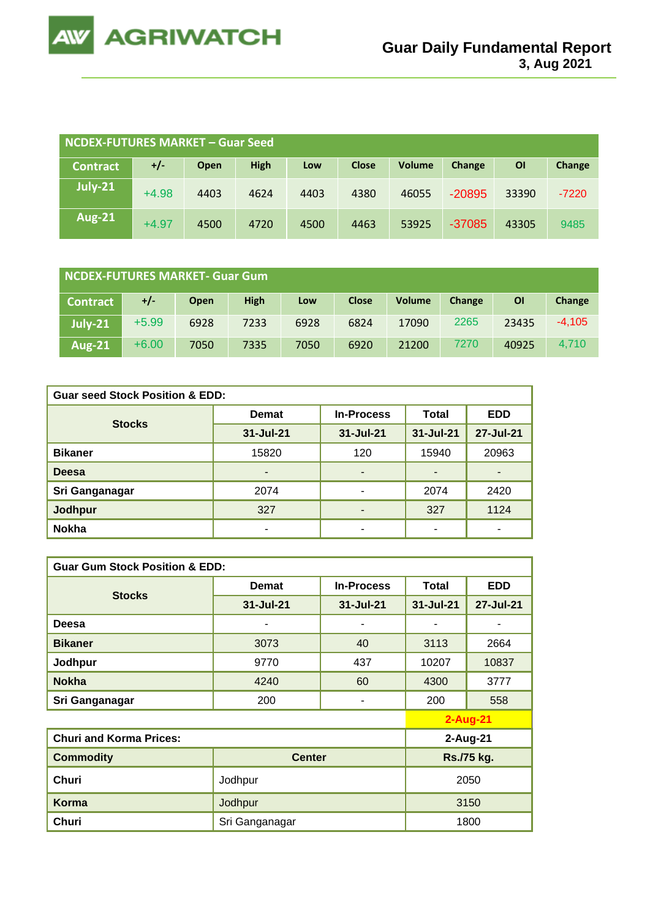# Guar Daily Fundamental Report

**3, Aug 2021**

| NCDEX-FUTURES MARKET – Guar Seed | | | | | | | | | |
|---|---|---|---|---|---|---|---|---|---|
| Contract | +/- | Open | High | Low | Close | Volume | Change | OI | Change |
| July-21 | +4.98 | 4403 | 4624 | 4403 | 4380 | 46055 | -20895 | 33390 | -7220 |
| Aug-21 | +4.97 | 4500 | 4720 | 4500 | 4463 | 53925 | -37085 | 43305 | 9485 |

| NCDEX-FUTURES MARKET- Guar Gum | | | | | | | | | |
|---|---|---|---|---|---|---|---|---|---|
| Contract | +/- | Open | High | Low | Close | Volume | Change | OI | Change |
| July-21 | +5.99 | 6928 | 7233 | 6928 | 6824 | 17090 | 2265 | 23435 | -4,105 |
| Aug-21 | +6.00 | 7050 | 7335 | 7050 | 6920 | 21200 | 7270 | 40925 | 4,710 |

| Guar seed Stock Position & EDD: | | | | |
|---|---|---|---|---|
| Stocks | Demat | In-Process | Total | EDD |
| | 31-Jul-21 | 31-Jul-21 | 31-Jul-21 | 27-Jul-21 |
| Bikaner | 15820 | 120 | 15940 | 20963 |
| Deesa | - | - | - | - |
| Sri Ganganagar | 2074 | - | 2074 | 2420 |
| Jodhpur | 327 | - | 327 | 1124 |
| Nokha | - | - | - | - |

| Guar Gum Stock Position & EDD: | | | | |
|---|---|---|---|---|
| Stocks | Demat | In-Process | Total | EDD |
| | 31-Jul-21 | 31-Jul-21 | 31-Jul-21 | 27-Jul-21 |
| Deesa | - | - | - | - |
| Bikaner | 3073 | 40 | 3113 | 2664 |
| Jodhpur | 9770 | 437 | 10207 | 10837 |
| Nokha | 4240 | 60 | 4300 | 3777 |
| Sri Ganganagar | 200 | - | 200 | 558 |

2-Aug-21

| Churi and Korma Prices: | | 2-Aug-21 |
|---|---|---|
| Commodity | Center | Rs./75 kg. |
| Churi | Jodhpur | 2050 |
| Korma | Jodhpur | 3150 |
| Churi | Sri Ganganagar | 1800 |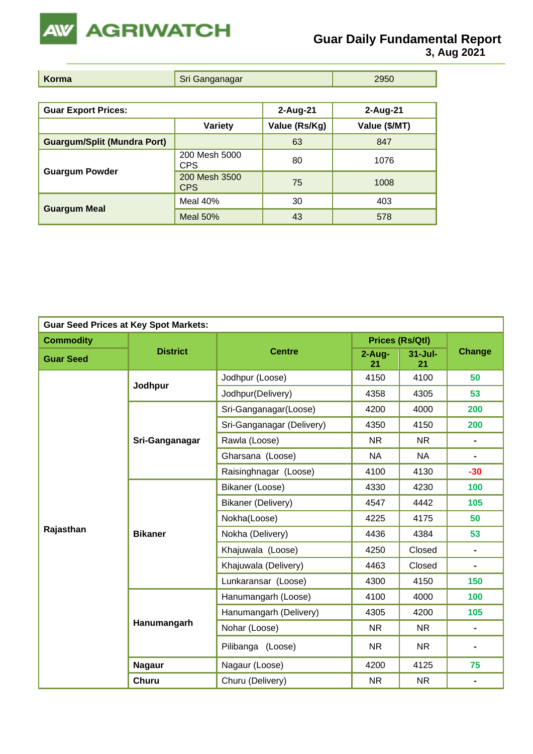| Korma | Sri Ganganagar | 2950 |
|---|---|---|

| Guar Export Prices: | | 2-Aug-21 | 2-Aug-21 |
|---|---|---|---|
| | Variety | Value (Rs/Kg) | Value ($/MT) |
| Guargum/Split (Mundra Port) | | 63 | 847 |
| Guargum Powder | 200 Mesh 5000 CPS | 80 | 1076 |
| | 200 Mesh 3500 CPS | 75 | 1008 |
| Guargum Meal | Meal 40% | 30 | 403 |
| | Meal 50% | 43 | 578 |

| Guar Seed Prices at Key Spot Markets: | | | | | |
|---|---|---|---|---|---|
| Commodity | District | Centre | Prices (Rs/Qtl) | | Change |
| Guar Seed | | | 2-Aug-21 | 31-Jul-21 | |
| Rajasthan | Jodhpur | Jodhpur (Loose) | 4150 | 4100 | 50 |
| | | Jodhpur(Delivery) | 4358 | 4305 | 53 |
| | Sri-Ganganagar | Sri-Ganganagar(Loose) | 4200 | 4000 | 200 |
| | | Sri-Ganganagar (Delivery) | 4350 | 4150 | 200 |
| | | Rawla (Loose) | NR | NR | - |
| | | Gharsana (Loose) | NA | NA | - |
| | | Raisinghnagar (Loose) | 4100 | 4130 | -30 |
| | Bikaner | Bikaner (Loose) | 4330 | 4230 | 100 |
| | | Bikaner (Delivery) | 4547 | 4442 | 105 |
| | | Nokha(Loose) | 4225 | 4175 | 50 |
| | | Nokha (Delivery) | 4436 | 4384 | 53 |
| | | Khajuwala (Loose) | 4250 | Closed | - |
| | | Khajuwala (Delivery) | 4463 | Closed | - |
| | | Lunkaransar (Loose) | 4300 | 4150 | 150 |
| | Hanumangarh | Hanumangarh (Loose) | 4100 | 4000 | 100 |
| | | Hanumangarh (Delivery) | 4305 | 4200 | 105 |
| | | Nohar (Loose) | NR | NR | - |
| | | Pilibanga (Loose) | NR | NR | - |
| | Nagaur | Nagaur (Loose) | 4200 | 4125 | 75 |
| | Churu | Churu (Delivery) | NR | NR | - |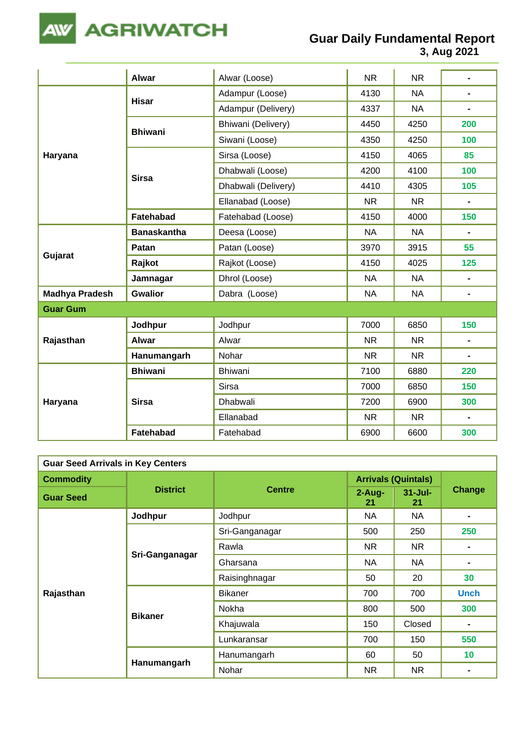| | | | | | |
|---|---|---|---|---|---|
| | **Alwar** | Alwar (Loose) | NR | NR | - |
| **Haryana** | **Hisar** | Adampur (Loose) | 4130 | NA | - |
| | | Adampur (Delivery) | 4337 | NA | - |
| | **Bhiwani** | Bhiwani (Delivery) | 4450 | 4250 | 200 |
| | | Siwani (Loose) | 4350 | 4250 | 100 |
| | **Sirsa** | Sirsa (Loose) | 4150 | 4065 | 85 |
| | | Dhabwali (Loose) | 4200 | 4100 | 100 |
| | | Dhabwali (Delivery) | 4410 | 4305 | 105 |
| | | Ellanabad (Loose) | NR | NR | - |
| | **Fatehabad** | Fatehabad (Loose) | 4150 | 4000 | 150 |
| **Gujarat** | **Banaskantha** | Deesa (Loose) | NA | NA | - |
| | **Patan** | Patan (Loose) | 3970 | 3915 | 55 |
| | **Rajkot** | Rajkot (Loose) | 4150 | 4025 | 125 |
| | **Jamnagar** | Dhrol (Loose) | NA | NA | - |
| **Madhya Pradesh** | **Gwalior** | Dabra (Loose) | NA | NA | - |
| **Guar Gum** | | | | | |
| **Rajasthan** | **Jodhpur** | Jodhpur | 7000 | 6850 | 150 |
| | **Alwar** | Alwar | NR | NR | - |
| | **Hanumangarh** | Nohar | NR | NR | - |
| **Haryana** | **Bhiwani** | Bhiwani | 7100 | 6880 | 220 |
| | **Sirsa** | Sirsa | 7000 | 6850 | 150 |
| | | Dhabwali | 7200 | 6900 | 300 |
| | | Ellanabad | NR | NR | - |
| | **Fatehabad** | Fatehabad | 6900 | 6600 | 300 |

**Guar Seed Arrivals in Key Centers**

| Commodity | District | Centre | Arrivals (Quintals) | | Change |
|---|---|---|---|---|---|
| Guar Seed | | | 2-Aug-21 | 31-Jul-21 | |
| **Rajasthan** | **Jodhpur** | Jodhpur | NA | NA | - |
| | **Sri-Ganganagar** | Sri-Ganganagar | 500 | 250 | 250 |
| | | Rawla | NR | NR | - |
| | | Gharsana | NA | NA | - |
| | | Raisinghnagar | 50 | 20 | 30 |
| | **Bikaner** | Bikaner | 700 | 700 | Unch |
| | | Nokha | 800 | 500 | 300 |
| | | Khajuwala | 150 | Closed | - |
| | | Lunkaransar | 700 | 150 | 550 |
| | **Hanumangarh** | Hanumangarh | 60 | 50 | 10 |
| | | Nohar | NR | NR | - |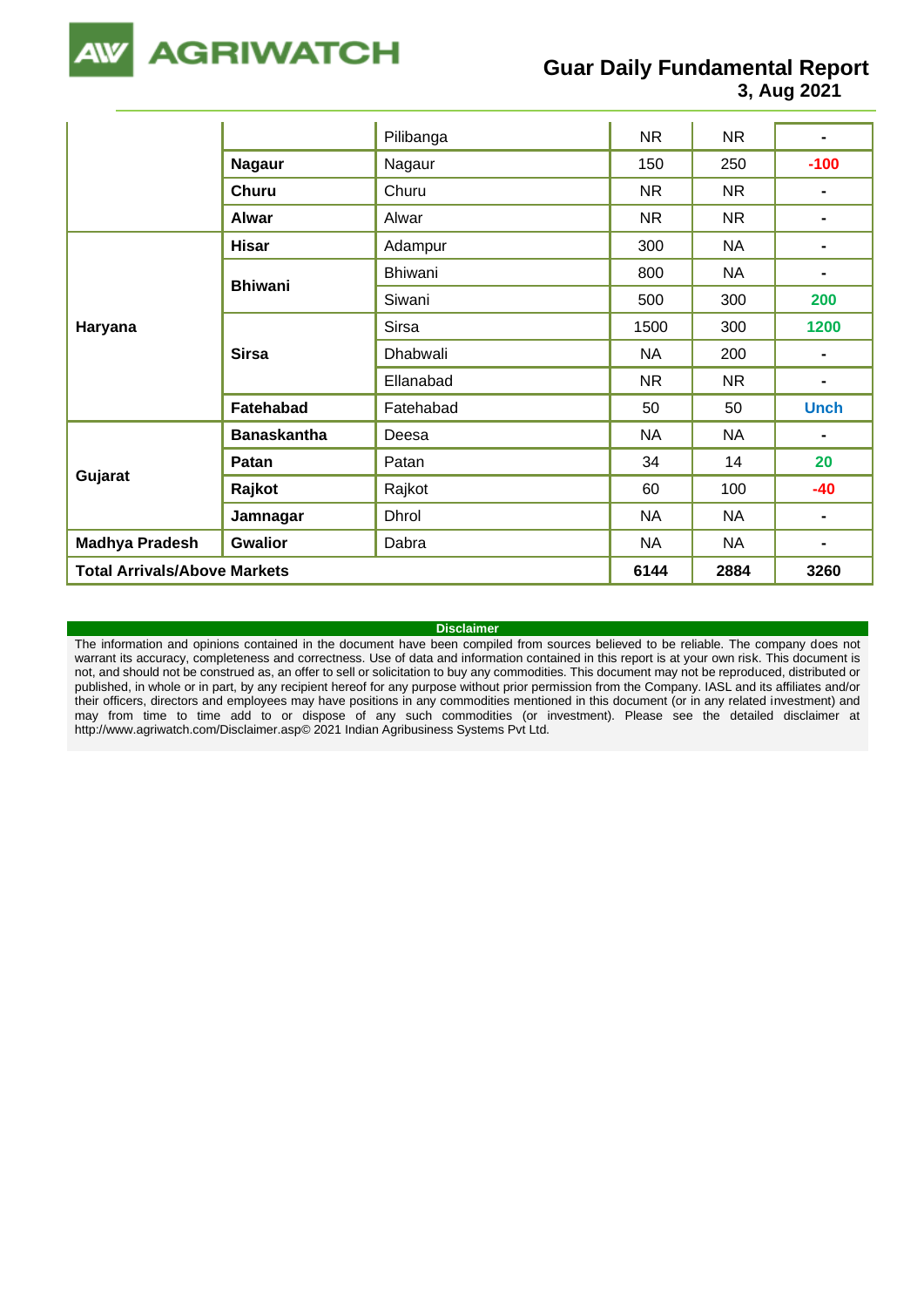| | | | | | |
|---|---|---|---|---|---|
| | | Pilibanga | NR | NR | - |
| | Nagaur | Nagaur | 150 | 250 | -100 |
| | Churu | Churu | NR | NR | - |
| | Alwar | Alwar | NR | NR | - |
| Haryana | Hisar | Adampur | 300 | NA | - |
| | Bhiwani | Bhiwani | 800 | NA | - |
| | | Siwani | 500 | 300 | 200 |
| | Sirsa | Sirsa | 1500 | 300 | 1200 |
| | | Dhabwali | NA | 200 | - |
| | | Ellanabad | NR | NR | - |
| | Fatehabad | Fatehabad | 50 | 50 | Unch |
| Gujarat | Banaskantha | Deesa | NA | NA | - |
| | Patan | Patan | 34 | 14 | 20 |
| | Rajkot | Rajkot | 60 | 100 | -40 |
| | Jamnagar | Dhrol | NA | NA | - |
| Madhya Pradesh | Gwalior | Dabra | NA | NA | - |
| **Total Arrivals/Above Markets** | | | **6144** | **2884** | **3260** |

**Disclaimer**

The information and opinions contained in the document have been compiled from sources believed to be reliable. The company does not warrant its accuracy, completeness and correctness. Use of data and information contained in this report is at your own risk. This document is not, and should not be construed as, an offer to sell or solicitation to buy any commodities. This document may not be reproduced, distributed or published, in whole or in part, by any recipient hereof for any purpose without prior permission from the Company. IASL and its affiliates and/or their officers, directors and employees may have positions in any commodities mentioned in this document (or in any related investment) and may from time to time add to or dispose of any such commodities (or investment). Please see the detailed disclaimer at http://www.agriwatch.com/Disclaimer.asp© 2021 Indian Agribusiness Systems Pvt Ltd.